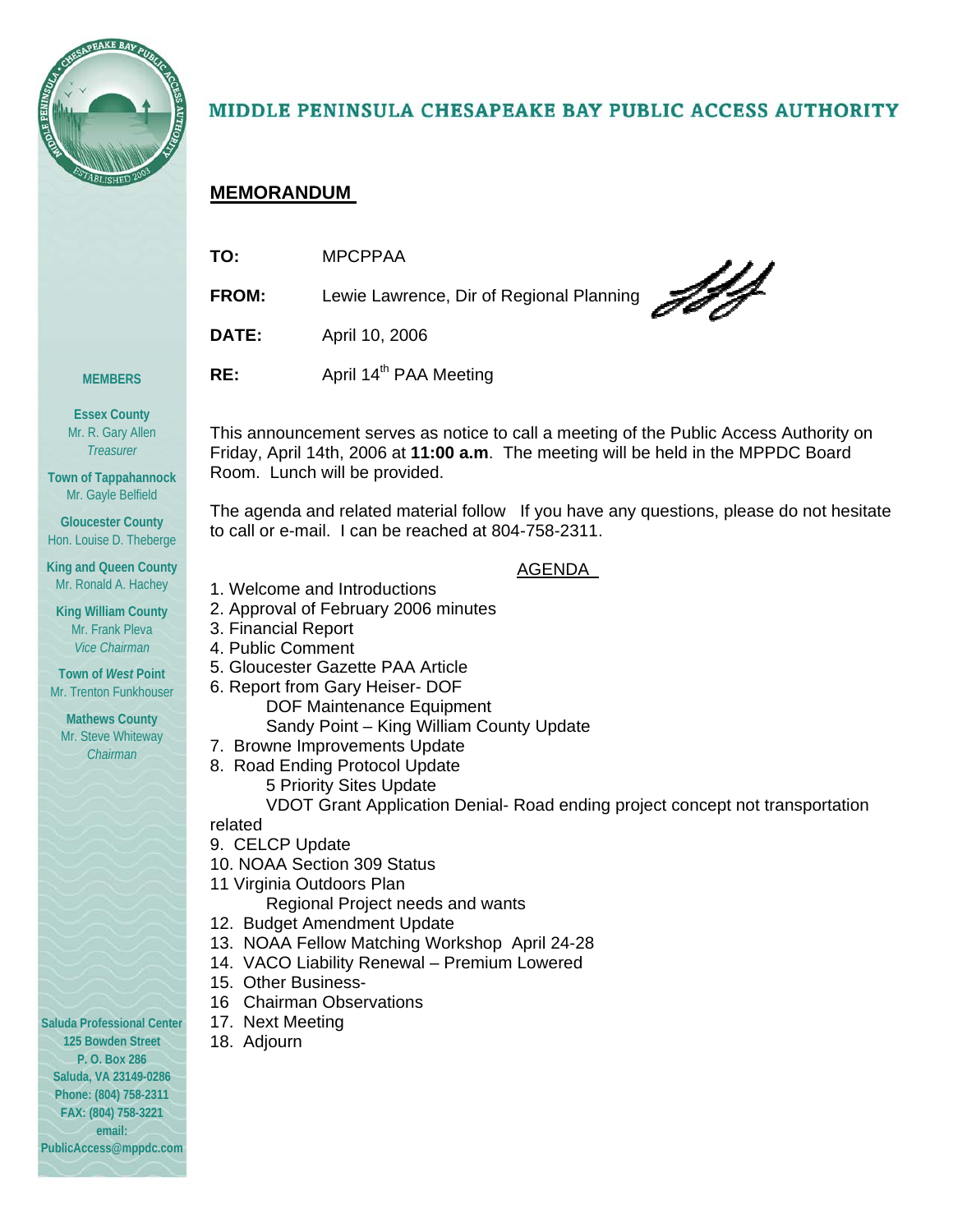# MIDDLE PENINSULA CHESAPEAKE BAY PUBLIC ACCESS AUTHORITY

## MEMORANDUM

**TO:** MPCPPAA

**FROM:** Lewie Lawrence, Dir of Regional Planning

**DATE:** April 10, 2006

**RE:** April 14th PAA Meeting

This announcement serves as notice to call a meeting of the Public Access Authority on Friday, April 14th, 2006 at **11:00 a.m**. The meeting will be held in the MPPDC Board Room. Lunch will be provided.

The agenda and related material follow If you have any questions, please do not hesitate to call or e-mail. I can be reached at 804-758-2311.

AGENDA

1. Welcome and Introductions
2. Approval of February 2006 minutes
3. Financial Report
4. Public Comment
5. Gloucester Gazette PAA Article
6. Report from Gary Heiser- DOF
   - DOF Maintenance Equipment
   - Sandy Point – King William County Update
7. Browne Improvements Update
8. Road Ending Protocol Update
   - 5 Priority Sites Update
   - VDOT Grant Application Denial- Road ending project concept not transportation related
9. CELCP Update
10. NOAA Section 309 Status
11. Virginia Outdoors Plan
    - Regional Project needs and wants
12. Budget Amendment Update
13. NOAA Fellow Matching Workshop April 24-28
14. VACO Liability Renewal – Premium Lowered
15. Other Business-
16. Chairman Observations
17. Next Meeting
18. Adjourn

**MEMBERS**

**Essex County**
Mr. R. Gary Allen
*Treasurer*

**Town of Tappahannock**
Mr. Gayle Belfield

**Gloucester County**
Hon. Louise D. Theberge

**King and Queen County**
Mr. Ronald A. Hachey

**King William County**
Mr. Frank Pleva
*Vice Chairman*

**Town of *West* Point**
Mr. Trenton Funkhouser

**Mathews County**
Mr. Steve Whiteway
*Chairman*

**Saluda Professional Center**
**125 Bowden Street**
**P. O. Box 286**
**Saluda, VA 23149-0286**
**Phone: (804) 758-2311**
**FAX: (804) 758-3221**
**email:**
**PublicAccess@mppdc.com**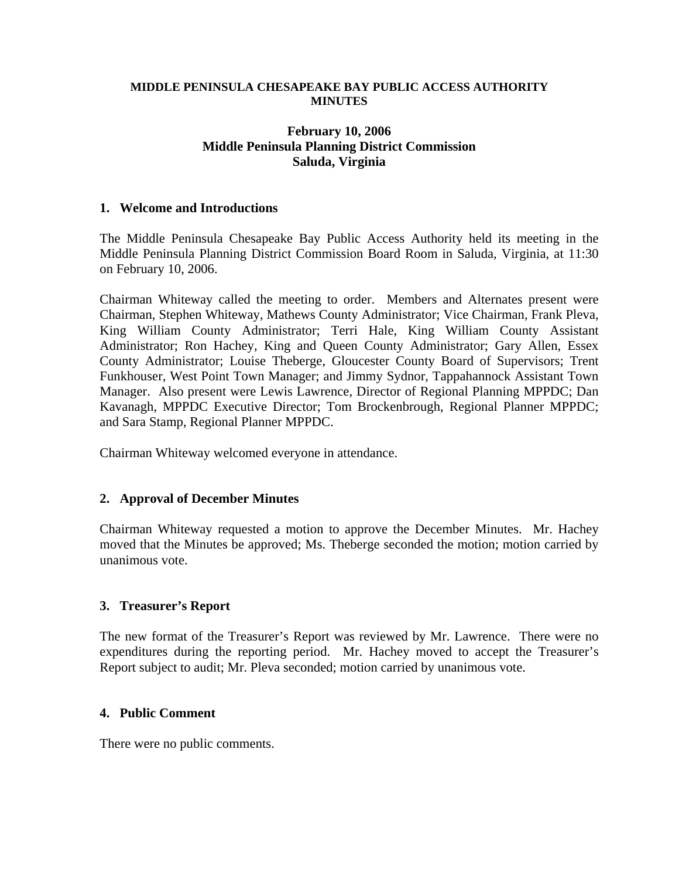**MIDDLE PENINSULA CHESAPEAKE BAY PUBLIC ACCESS AUTHORITY MINUTES**

**February 10, 2006**
**Middle Peninsula Planning District Commission**
**Saluda, Virginia**

## 1. Welcome and Introductions

The Middle Peninsula Chesapeake Bay Public Access Authority held its meeting in the Middle Peninsula Planning District Commission Board Room in Saluda, Virginia, at 11:30 on February 10, 2006.

Chairman Whiteway called the meeting to order. Members and Alternates present were Chairman, Stephen Whiteway, Mathews County Administrator; Vice Chairman, Frank Pleva, King William County Administrator; Terri Hale, King William County Assistant Administrator; Ron Hachey, King and Queen County Administrator; Gary Allen, Essex County Administrator; Louise Theberge, Gloucester County Board of Supervisors; Trent Funkhouser, West Point Town Manager; and Jimmy Sydnor, Tappahannock Assistant Town Manager. Also present were Lewis Lawrence, Director of Regional Planning MPPDC; Dan Kavanagh, MPPDC Executive Director; Tom Brockenbrough, Regional Planner MPPDC; and Sara Stamp, Regional Planner MPPDC.

Chairman Whiteway welcomed everyone in attendance.

## 2. Approval of December Minutes

Chairman Whiteway requested a motion to approve the December Minutes. Mr. Hachey moved that the Minutes be approved; Ms. Theberge seconded the motion; motion carried by unanimous vote.

## 3. Treasurer's Report

The new format of the Treasurer's Report was reviewed by Mr. Lawrence. There were no expenditures during the reporting period. Mr. Hachey moved to accept the Treasurer's Report subject to audit; Mr. Pleva seconded; motion carried by unanimous vote.

## 4. Public Comment

There were no public comments.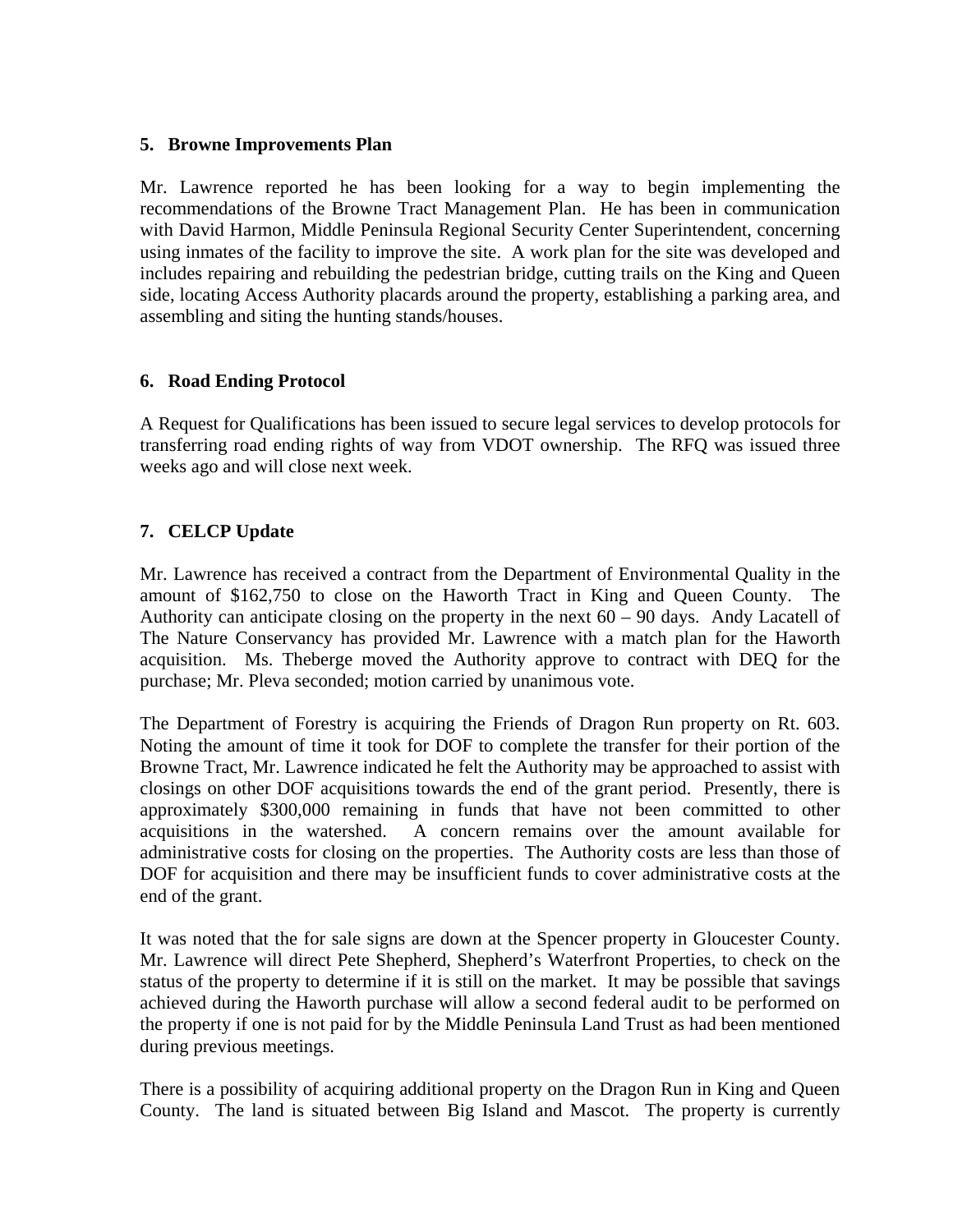## 5. Browne Improvements Plan

Mr. Lawrence reported he has been looking for a way to begin implementing the recommendations of the Browne Tract Management Plan. He has been in communication with David Harmon, Middle Peninsula Regional Security Center Superintendent, concerning using inmates of the facility to improve the site. A work plan for the site was developed and includes repairing and rebuilding the pedestrian bridge, cutting trails on the King and Queen side, locating Access Authority placards around the property, establishing a parking area, and assembling and siting the hunting stands/houses.

## 6. Road Ending Protocol

A Request for Qualifications has been issued to secure legal services to develop protocols for transferring road ending rights of way from VDOT ownership. The RFQ was issued three weeks ago and will close next week.

## 7. CELCP Update

Mr. Lawrence has received a contract from the Department of Environmental Quality in the amount of $162,750 to close on the Haworth Tract in King and Queen County. The Authority can anticipate closing on the property in the next 60 – 90 days. Andy Lacatell of The Nature Conservancy has provided Mr. Lawrence with a match plan for the Haworth acquisition. Ms. Theberge moved the Authority approve to contract with DEQ for the purchase; Mr. Pleva seconded; motion carried by unanimous vote.

The Department of Forestry is acquiring the Friends of Dragon Run property on Rt. 603. Noting the amount of time it took for DOF to complete the transfer for their portion of the Browne Tract, Mr. Lawrence indicated he felt the Authority may be approached to assist with closings on other DOF acquisitions towards the end of the grant period. Presently, there is approximately $300,000 remaining in funds that have not been committed to other acquisitions in the watershed. A concern remains over the amount available for administrative costs for closing on the properties. The Authority costs are less than those of DOF for acquisition and there may be insufficient funds to cover administrative costs at the end of the grant.

It was noted that the for sale signs are down at the Spencer property in Gloucester County. Mr. Lawrence will direct Pete Shepherd, Shepherd's Waterfront Properties, to check on the status of the property to determine if it is still on the market. It may be possible that savings achieved during the Haworth purchase will allow a second federal audit to be performed on the property if one is not paid for by the Middle Peninsula Land Trust as had been mentioned during previous meetings.

There is a possibility of acquiring additional property on the Dragon Run in King and Queen County. The land is situated between Big Island and Mascot. The property is currently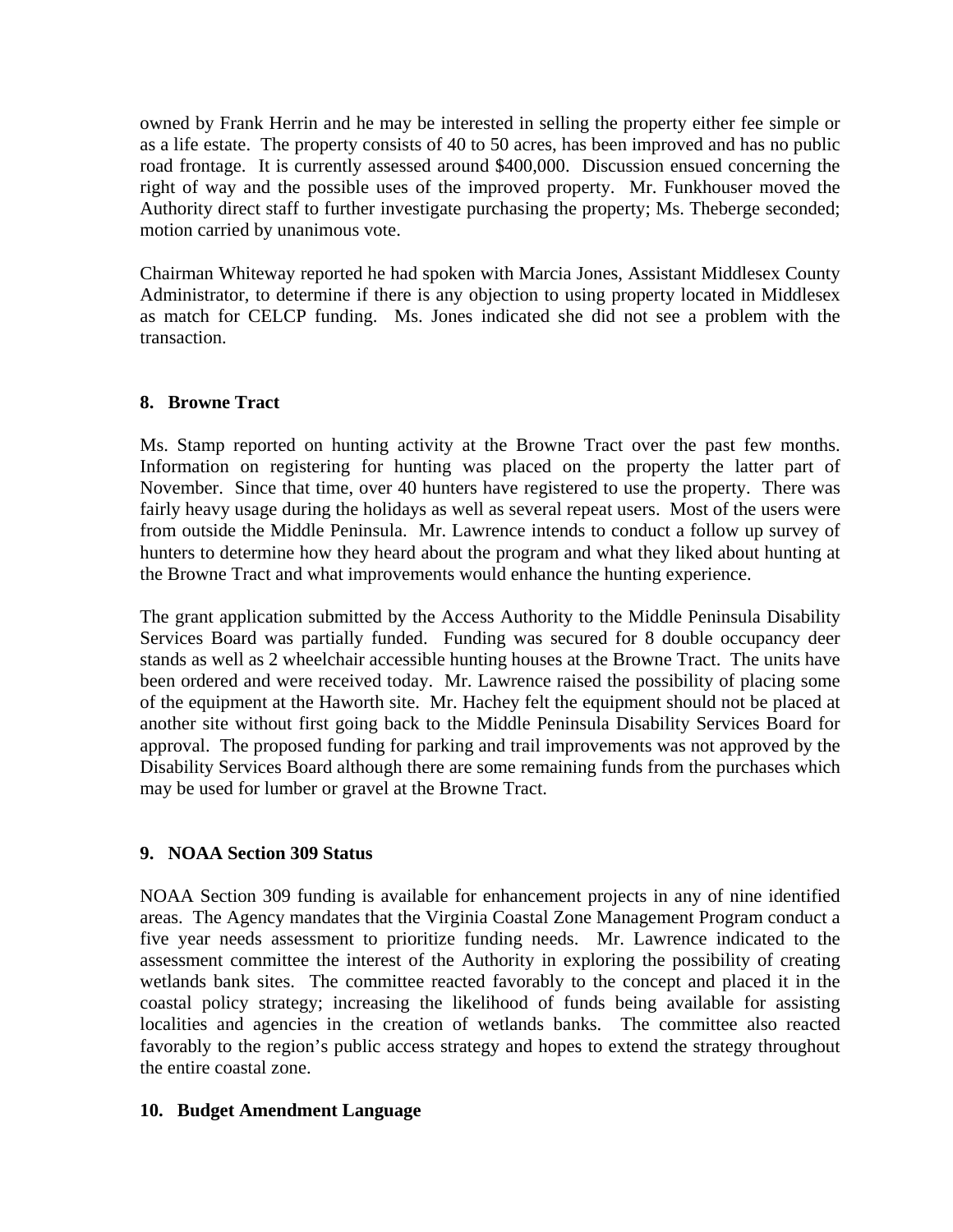owned by Frank Herrin and he may be interested in selling the property either fee simple or as a life estate. The property consists of 40 to 50 acres, has been improved and has no public road frontage. It is currently assessed around $400,000. Discussion ensued concerning the right of way and the possible uses of the improved property. Mr. Funkhouser moved the Authority direct staff to further investigate purchasing the property; Ms. Theberge seconded; motion carried by unanimous vote.

Chairman Whiteway reported he had spoken with Marcia Jones, Assistant Middlesex County Administrator, to determine if there is any objection to using property located in Middlesex as match for CELCP funding. Ms. Jones indicated she did not see a problem with the transaction.

**8. Browne Tract**

Ms. Stamp reported on hunting activity at the Browne Tract over the past few months. Information on registering for hunting was placed on the property the latter part of November. Since that time, over 40 hunters have registered to use the property. There was fairly heavy usage during the holidays as well as several repeat users. Most of the users were from outside the Middle Peninsula. Mr. Lawrence intends to conduct a follow up survey of hunters to determine how they heard about the program and what they liked about hunting at the Browne Tract and what improvements would enhance the hunting experience.

The grant application submitted by the Access Authority to the Middle Peninsula Disability Services Board was partially funded. Funding was secured for 8 double occupancy deer stands as well as 2 wheelchair accessible hunting houses at the Browne Tract. The units have been ordered and were received today. Mr. Lawrence raised the possibility of placing some of the equipment at the Haworth site. Mr. Hachey felt the equipment should not be placed at another site without first going back to the Middle Peninsula Disability Services Board for approval. The proposed funding for parking and trail improvements was not approved by the Disability Services Board although there are some remaining funds from the purchases which may be used for lumber or gravel at the Browne Tract.

**9. NOAA Section 309 Status**

NOAA Section 309 funding is available for enhancement projects in any of nine identified areas. The Agency mandates that the Virginia Coastal Zone Management Program conduct a five year needs assessment to prioritize funding needs. Mr. Lawrence indicated to the assessment committee the interest of the Authority in exploring the possibility of creating wetlands bank sites. The committee reacted favorably to the concept and placed it in the coastal policy strategy; increasing the likelihood of funds being available for assisting localities and agencies in the creation of wetlands banks. The committee also reacted favorably to the region's public access strategy and hopes to extend the strategy throughout the entire coastal zone.

**10. Budget Amendment Language**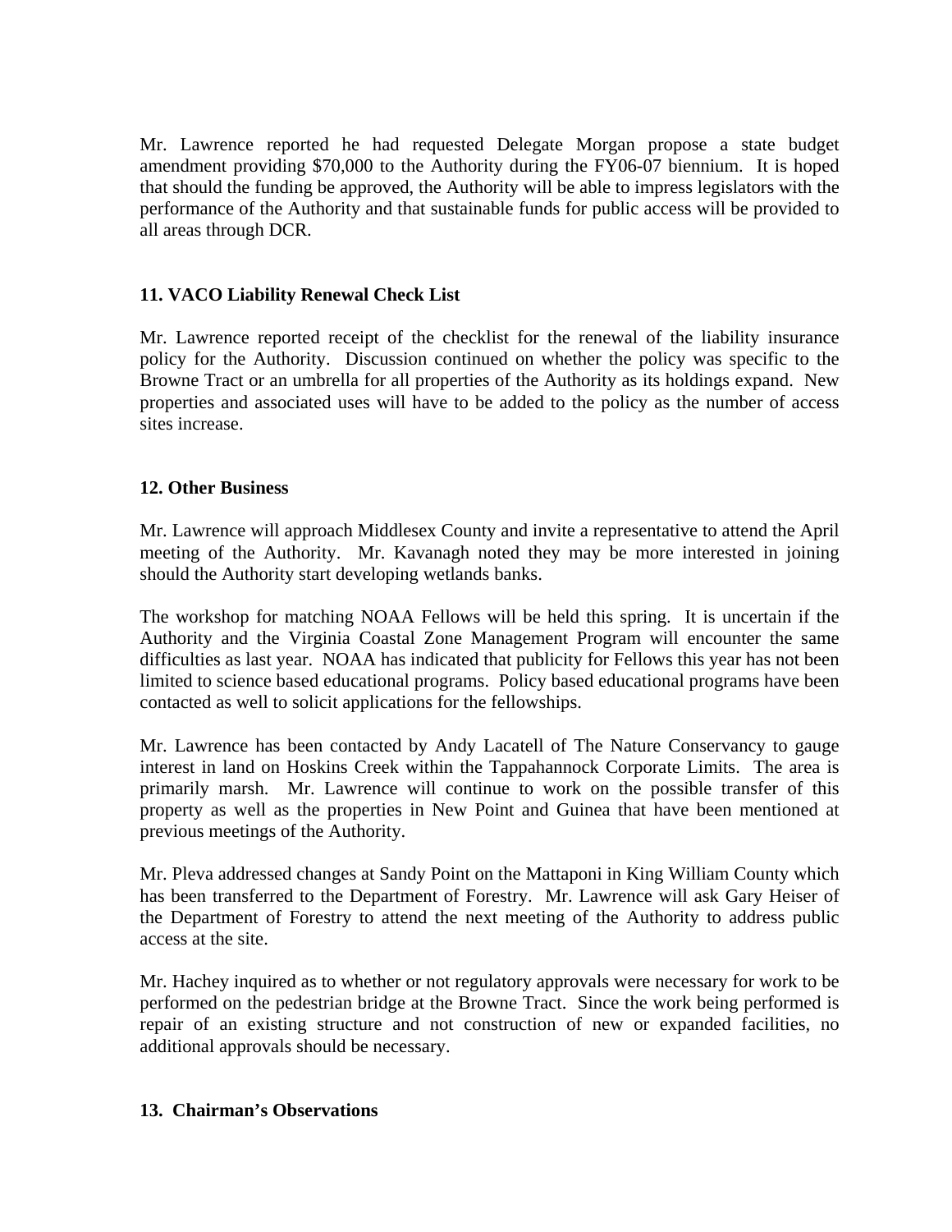Mr. Lawrence reported he had requested Delegate Morgan propose a state budget amendment providing $70,000 to the Authority during the FY06-07 biennium. It is hoped that should the funding be approved, the Authority will be able to impress legislators with the performance of the Authority and that sustainable funds for public access will be provided to all areas through DCR.

**11. VACO Liability Renewal Check List**

Mr. Lawrence reported receipt of the checklist for the renewal of the liability insurance policy for the Authority. Discussion continued on whether the policy was specific to the Browne Tract or an umbrella for all properties of the Authority as its holdings expand. New properties and associated uses will have to be added to the policy as the number of access sites increase.

**12. Other Business**

Mr. Lawrence will approach Middlesex County and invite a representative to attend the April meeting of the Authority. Mr. Kavanagh noted they may be more interested in joining should the Authority start developing wetlands banks.

The workshop for matching NOAA Fellows will be held this spring. It is uncertain if the Authority and the Virginia Coastal Zone Management Program will encounter the same difficulties as last year. NOAA has indicated that publicity for Fellows this year has not been limited to science based educational programs. Policy based educational programs have been contacted as well to solicit applications for the fellowships.

Mr. Lawrence has been contacted by Andy Lacatell of The Nature Conservancy to gauge interest in land on Hoskins Creek within the Tappahannock Corporate Limits. The area is primarily marsh. Mr. Lawrence will continue to work on the possible transfer of this property as well as the properties in New Point and Guinea that have been mentioned at previous meetings of the Authority.

Mr. Pleva addressed changes at Sandy Point on the Mattaponi in King William County which has been transferred to the Department of Forestry. Mr. Lawrence will ask Gary Heiser of the Department of Forestry to attend the next meeting of the Authority to address public access at the site.

Mr. Hachey inquired as to whether or not regulatory approvals were necessary for work to be performed on the pedestrian bridge at the Browne Tract. Since the work being performed is repair of an existing structure and not construction of new or expanded facilities, no additional approvals should be necessary.

**13. Chairman's Observations**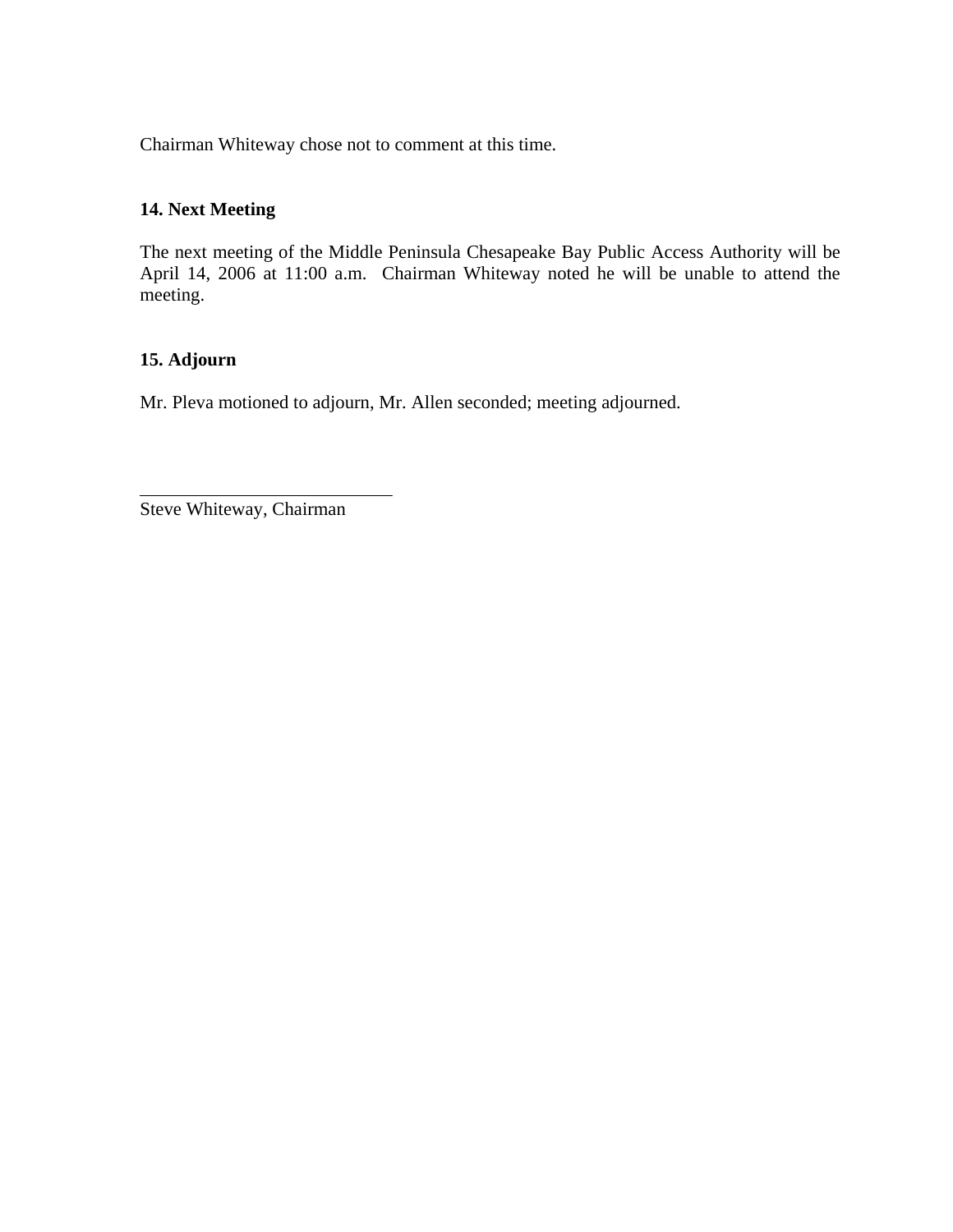Chairman Whiteway chose not to comment at this time.

## 14. Next Meeting

The next meeting of the Middle Peninsula Chesapeake Bay Public Access Authority will be April 14, 2006 at 11:00 a.m. Chairman Whiteway noted he will be unable to attend the meeting.

## 15. Adjourn

Mr. Pleva motioned to adjourn, Mr. Allen seconded; meeting adjourned.

\_\_\_\_\_\_\_\_\_\_\_\_\_\_\_\_\_\_\_\_\_\_\_\_\_\_\_\_
Steve Whiteway, Chairman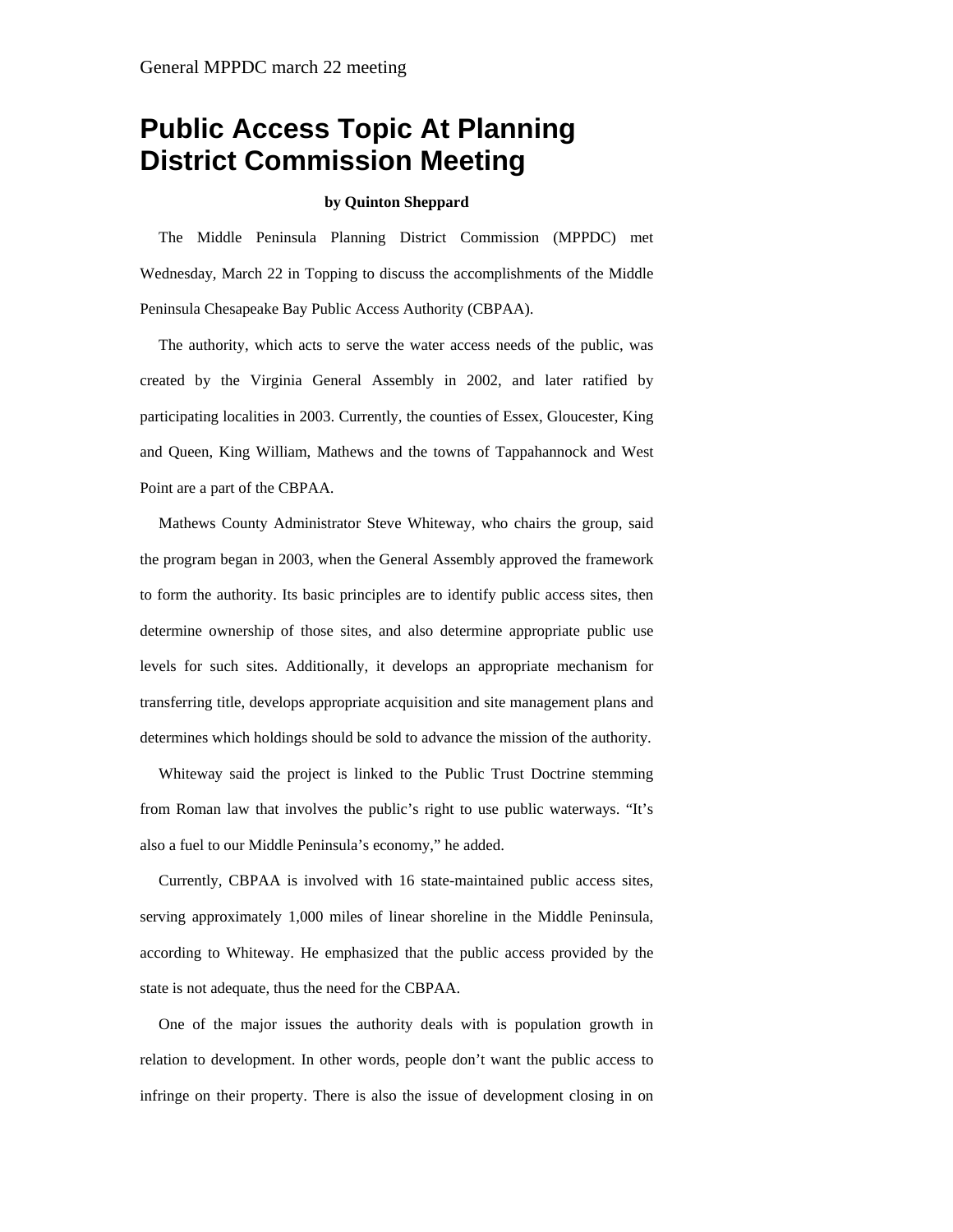General MPPDC march 22 meeting

# Public Access Topic At Planning District Commission Meeting

**by Quinton Sheppard**

The Middle Peninsula Planning District Commission (MPPDC) met Wednesday, March 22 in Topping to discuss the accomplishments of the Middle Peninsula Chesapeake Bay Public Access Authority (CBPAA).

The authority, which acts to serve the water access needs of the public, was created by the Virginia General Assembly in 2002, and later ratified by participating localities in 2003. Currently, the counties of Essex, Gloucester, King and Queen, King William, Mathews and the towns of Tappahannock and West Point are a part of the CBPAA.

Mathews County Administrator Steve Whiteway, who chairs the group, said the program began in 2003, when the General Assembly approved the framework to form the authority. Its basic principles are to identify public access sites, then determine ownership of those sites, and also determine appropriate public use levels for such sites. Additionally, it develops an appropriate mechanism for transferring title, develops appropriate acquisition and site management plans and determines which holdings should be sold to advance the mission of the authority.

Whiteway said the project is linked to the Public Trust Doctrine stemming from Roman law that involves the public's right to use public waterways. "It's also a fuel to our Middle Peninsula's economy," he added.

Currently, CBPAA is involved with 16 state-maintained public access sites, serving approximately 1,000 miles of linear shoreline in the Middle Peninsula, according to Whiteway. He emphasized that the public access provided by the state is not adequate, thus the need for the CBPAA.

One of the major issues the authority deals with is population growth in relation to development. In other words, people don't want the public access to infringe on their property. There is also the issue of development closing in on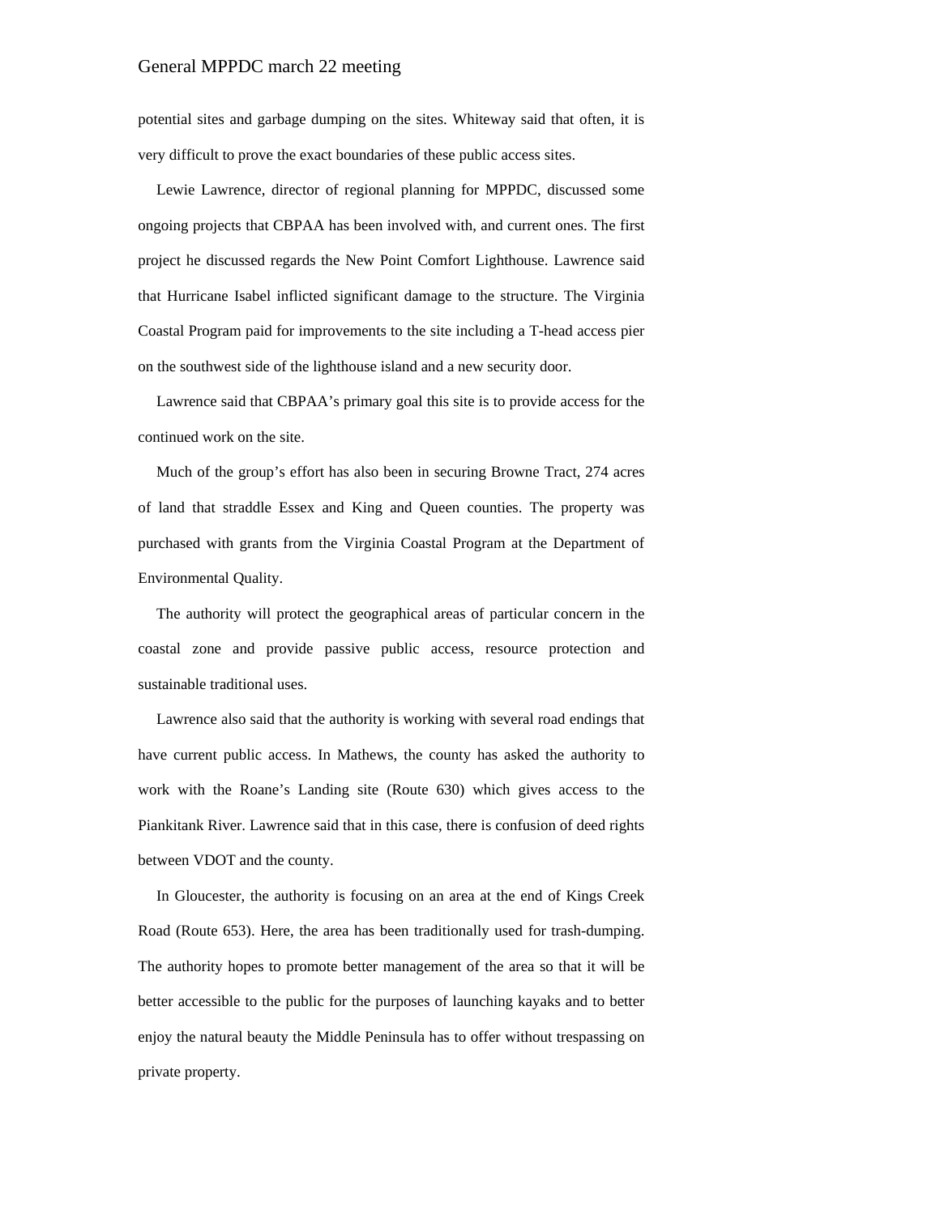potential sites and garbage dumping on the sites. Whiteway said that often, it is very difficult to prove the exact boundaries of these public access sites.

Lewie Lawrence, director of regional planning for MPPDC, discussed some ongoing projects that CBPAA has been involved with, and current ones. The first project he discussed regards the New Point Comfort Lighthouse. Lawrence said that Hurricane Isabel inflicted significant damage to the structure. The Virginia Coastal Program paid for improvements to the site including a T-head access pier on the southwest side of the lighthouse island and a new security door.

Lawrence said that CBPAA's primary goal this site is to provide access for the continued work on the site.

Much of the group's effort has also been in securing Browne Tract, 274 acres of land that straddle Essex and King and Queen counties. The property was purchased with grants from the Virginia Coastal Program at the Department of Environmental Quality.

The authority will protect the geographical areas of particular concern in the coastal zone and provide passive public access, resource protection and sustainable traditional uses.

Lawrence also said that the authority is working with several road endings that have current public access. In Mathews, the county has asked the authority to work with the Roane's Landing site (Route 630) which gives access to the Piankitank River. Lawrence said that in this case, there is confusion of deed rights between VDOT and the county.

In Gloucester, the authority is focusing on an area at the end of Kings Creek Road (Route 653). Here, the area has been traditionally used for trash-dumping. The authority hopes to promote better management of the area so that it will be better accessible to the public for the purposes of launching kayaks and to better enjoy the natural beauty the Middle Peninsula has to offer without trespassing on private property.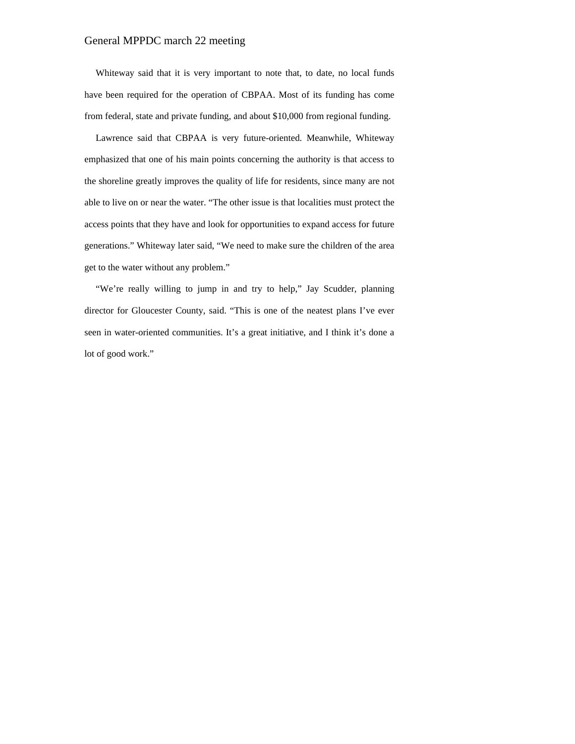Whiteway said that it is very important to note that, to date, no local funds have been required for the operation of CBPAA. Most of its funding has come from federal, state and private funding, and about $10,000 from regional funding.

Lawrence said that CBPAA is very future-oriented. Meanwhile, Whiteway emphasized that one of his main points concerning the authority is that access to the shoreline greatly improves the quality of life for residents, since many are not able to live on or near the water. “The other issue is that localities must protect the access points that they have and look for opportunities to expand access for future generations.” Whiteway later said, “We need to make sure the children of the area get to the water without any problem.”

“We’re really willing to jump in and try to help,” Jay Scudder, planning director for Gloucester County, said. “This is one of the neatest plans I’ve ever seen in water-oriented communities. It’s a great initiative, and I think it’s done a lot of good work.”